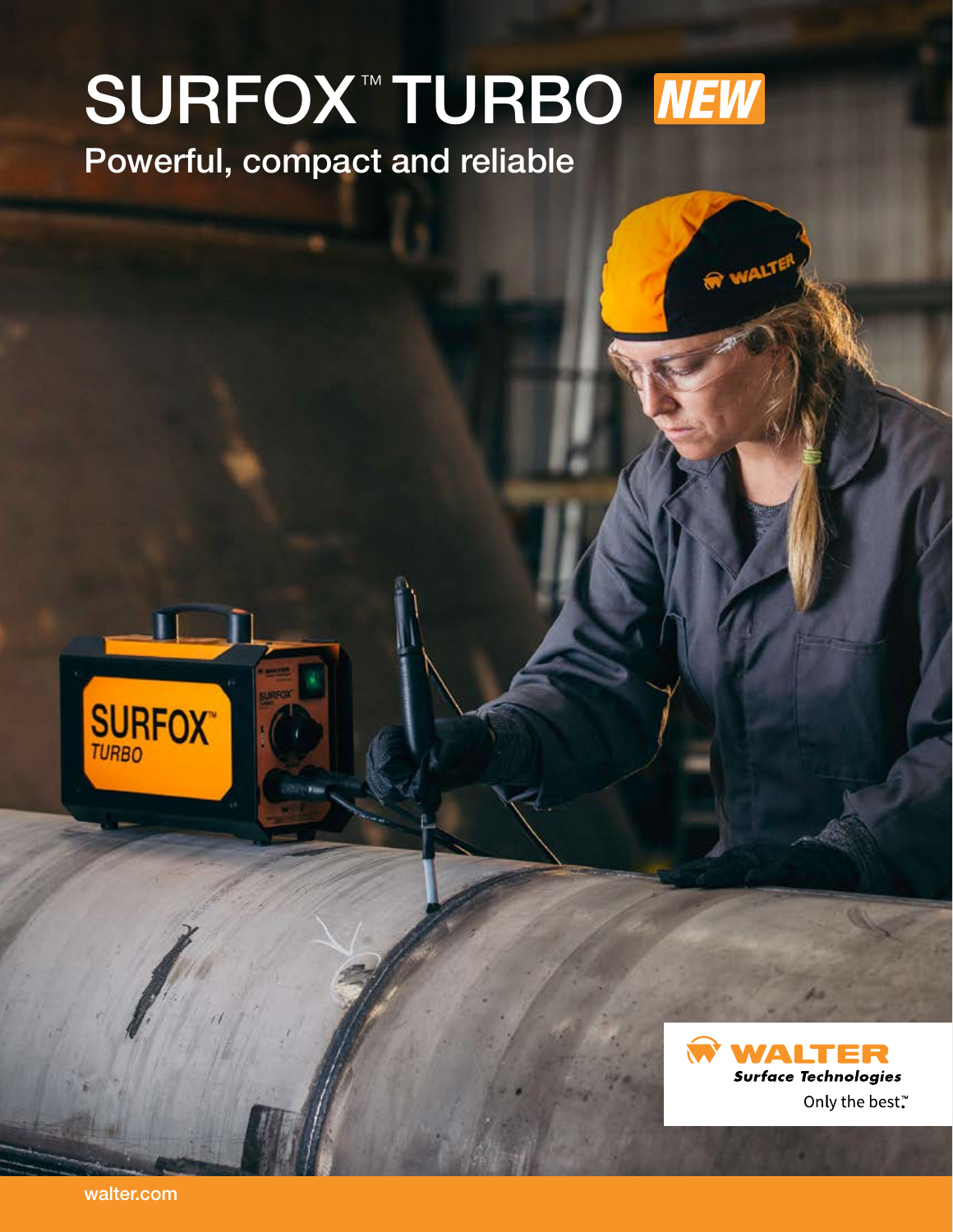# SURFOX™ TURBO *NEW*

## Powerful, compact and reliable

**WALTER**
*Surface Technologies*
Only the best.™

walter.com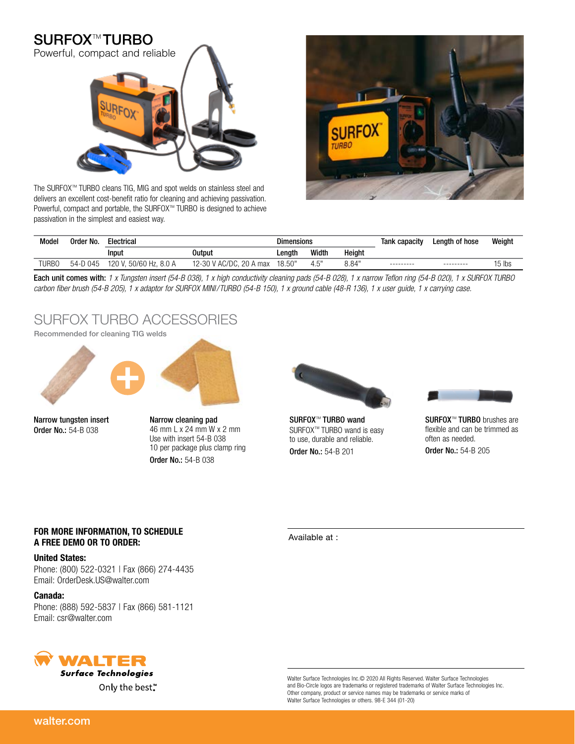# SURFOX™ TURBO

Powerful, compact and reliable

The SURFOX™ TURBO cleans TIG, MIG and spot welds on stainless steel and delivers an excellent cost-benefit ratio for cleaning and achieving passivation. Powerful, compact and portable, the SURFOX™ TURBO is designed to achieve passivation in the simplest and easiest way.

| Model | Order No. | Electrical | | Dimensions | | | Tank capacity | Length of hose | Weight |
|---|---|---|---|---|---|---|---|---|---|
| | | Input | Output | Length | Width | Height | | | |
| TURBO | 54-D 045 | 120 V, 50/60 Hz, 8.0 A | 12-30 V AC/DC, 20 A max | 18.50" | 4.5" | 8.84" | --------- | --------- | 15 lbs |

**Each unit comes with:** *1 x Tungsten insert (54-B 038), 1 x high conductivity cleaning pads (54-B 028), 1 x narrow Teflon ring (54-B 020), 1 x SURFOX TURBO carbon fiber brush (54-B 205), 1 x adaptor for SURFOX MINI/TURBO (54-B 150), 1 x ground cable (48-R 136), 1 x user guide, 1 x carrying case.*

## SURFOX TURBO ACCESSORIES

Recommended for cleaning TIG welds

**Narrow tungsten insert**
**Order No.:** 54-B 038

**Narrow cleaning pad**
46 mm L x 24 mm W x 2 mm
Use with insert 54-B 038
10 per package plus clamp ring
**Order No.:** 54-B 038

**SURFOX™ TURBO wand**
SURFOX™ TURBO wand is easy to use, durable and reliable.
**Order No.:** 54-B 201

**SURFOX™ TURBO** brushes are flexible and can be trimmed as often as needed.
**Order No.:** 54-B 205

**FOR MORE INFORMATION, TO SCHEDULE A FREE DEMO OR TO ORDER:**

**United States:**
Phone: (800) 522-0321 | Fax (866) 274-4435
Email: OrderDesk.US@walter.com

**Canada:**
Phone: (888) 592-5837 | Fax (866) 581-1121
Email: csr@walter.com

Available at :

WALTER Surface Technologies
Only the best.™

Walter Surface Technologies Inc.© 2020 All Rights Reserved. Walter Surface Technologies and Bio-Circle logos are trademarks or registered trademarks of Walter Surface Technologies Inc. Other company, product or service names may be trademarks or service marks of Walter Surface Technologies or others. 98-E 344 (01-20)

walter.com